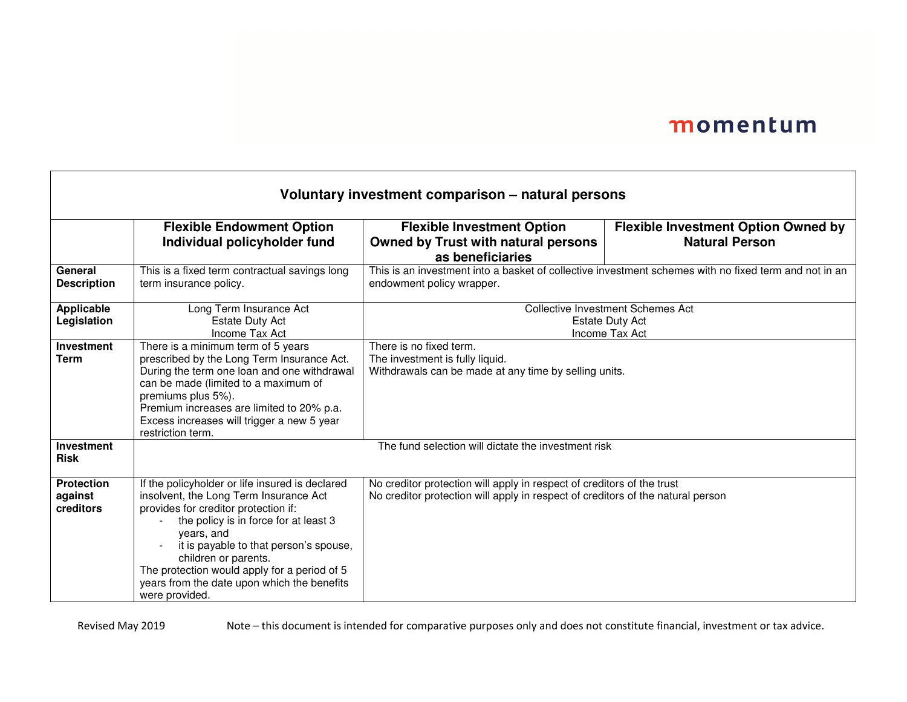momentum

# Voluntary investment comparison – natural persons

| | Flexible Endowment Option Individual policyholder fund | Flexible Investment Option Owned by Trust with natural persons as beneficiaries | Flexible Investment Option Owned by Natural Person |
|---|---|---|---|
| **General Description** | This is a fixed term contractual savings long term insurance policy. | This is an investment into a basket of collective investment schemes with no fixed term and not in an endowment policy wrapper. | |
| **Applicable Legislation** | Long Term Insurance Act<br>Estate Duty Act<br>Income Tax Act | Collective Investment Schemes Act<br>Estate Duty Act<br>Income Tax Act | |
| **Investment Term** | There is a minimum term of 5 years prescribed by the Long Term Insurance Act. During the term one loan and one withdrawal can be made (limited to a maximum of premiums plus 5%).<br>Premium increases are limited to 20% p.a. Excess increases will trigger a new 5 year restriction term. | There is no fixed term.<br>The investment is fully liquid.<br>Withdrawals can be made at any time by selling units. | |
| **Investment Risk** | The fund selection will dictate the investment risk | | |
| **Protection against creditors** | If the policyholder or life insured is declared insolvent, the Long Term Insurance Act provides for creditor protection if:<br>- the policy is in force for at least 3 years, and<br>- it is payable to that person's spouse, children or parents.<br>The protection would apply for a period of 5 years from the date upon which the benefits were provided. | No creditor protection will apply in respect of creditors of the trust<br>No creditor protection will apply in respect of creditors of the natural person | |

Revised May 2019

Note – this document is intended for comparative purposes only and does not constitute financial, investment or tax advice.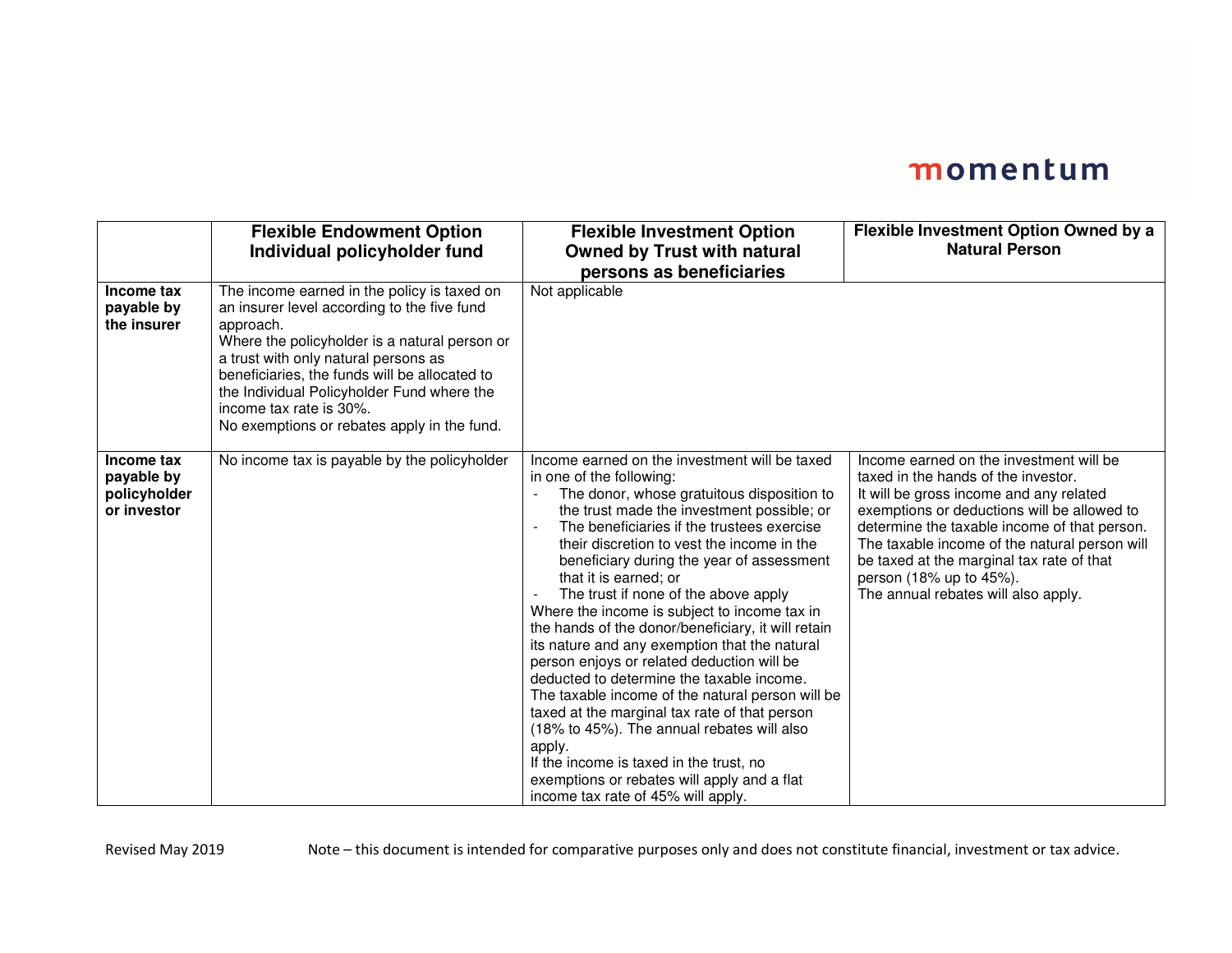| | Flexible Endowment Option Individual policyholder fund | Flexible Investment Option Owned by Trust with natural persons as beneficiaries | Flexible Investment Option Owned by a Natural Person |
|---|---|---|---|
| **Income tax payable by the insurer** | The income earned in the policy is taxed on an insurer level according to the five fund approach.<br>Where the policyholder is a natural person or a trust with only natural persons as beneficiaries, the funds will be allocated to the Individual Policyholder Fund where the income tax rate is 30%.<br>No exemptions or rebates apply in the fund. | Not applicable | |
| **Income tax payable by policyholder or investor** | No income tax is payable by the policyholder | Income earned on the investment will be taxed in one of the following:<br>- The donor, whose gratuitous disposition to the trust made the investment possible; or<br>- The beneficiaries if the trustees exercise their discretion to vest the income in the beneficiary during the year of assessment that it is earned; or<br>- The trust if none of the above apply<br>Where the income is subject to income tax in the hands of the donor/beneficiary, it will retain its nature and any exemption that the natural person enjoys or related deduction will be deducted to determine the taxable income.<br>The taxable income of the natural person will be taxed at the marginal tax rate of that person (18% to 45%). The annual rebates will also apply.<br>If the income is taxed in the trust, no exemptions or rebates will apply and a flat income tax rate of 45% will apply. | Income earned on the investment will be taxed in the hands of the investor.<br>It will be gross income and any related exemptions or deductions will be allowed to determine the taxable income of that person.<br>The taxable income of the natural person will be taxed at the marginal tax rate of that person (18% up to 45%).<br>The annual rebates will also apply. |

Revised May 2019

Note – this document is intended for comparative purposes only and does not constitute financial, investment or tax advice.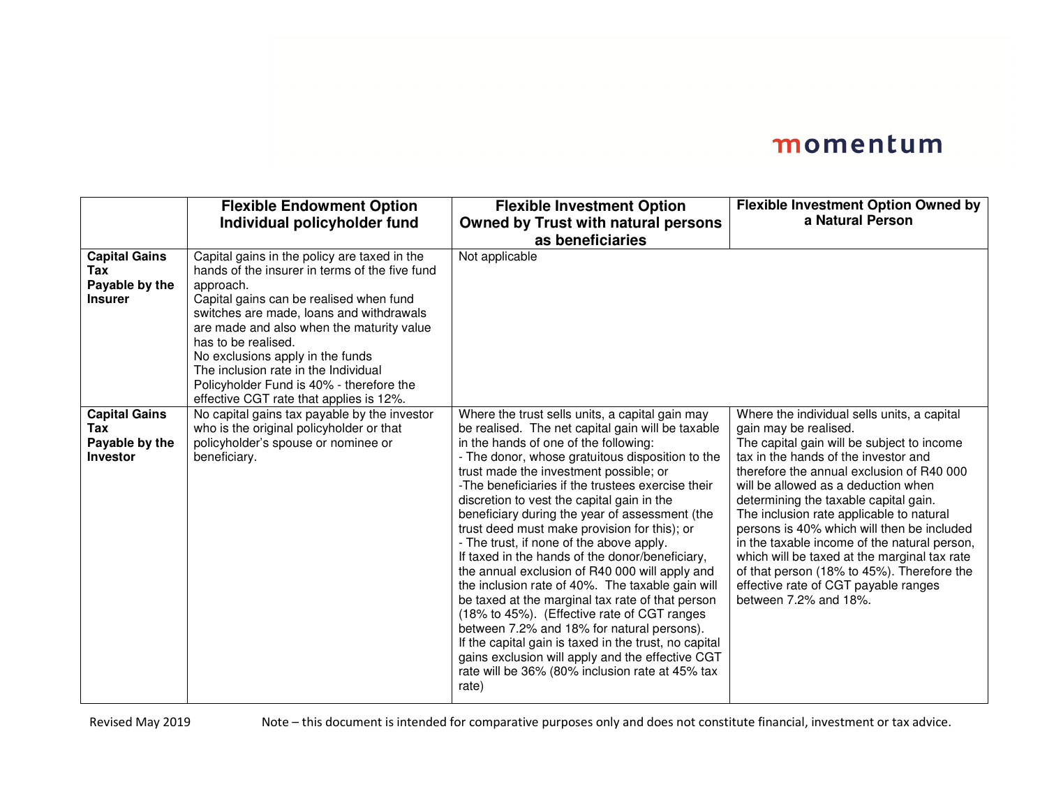| | Flexible Endowment Option Individual policyholder fund | Flexible Investment Option Owned by Trust with natural persons as beneficiaries | Flexible Investment Option Owned by a Natural Person |
|---|---|---|---|
| **Capital Gains Tax Payable by the Insurer** | Capital gains in the policy are taxed in the hands of the insurer in terms of the five fund approach.<br>Capital gains can be realised when fund switches are made, loans and withdrawals are made and also when the maturity value has to be realised.<br>No exclusions apply in the funds<br>The inclusion rate in the Individual Policyholder Fund is 40% - therefore the effective CGT rate that applies is 12%. | Not applicable | |
| **Capital Gains Tax Payable by the Investor** | No capital gains tax payable by the investor who is the original policyholder or that policyholder's spouse or nominee or beneficiary. | Where the trust sells units, a capital gain may be realised. The net capital gain will be taxable in the hands of one of the following:<br>- The donor, whose gratuitous disposition to the trust made the investment possible; or<br>-The beneficiaries if the trustees exercise their discretion to vest the capital gain in the beneficiary during the year of assessment (the trust deed must make provision for this); or<br>- The trust, if none of the above apply.<br>If taxed in the hands of the donor/beneficiary, the annual exclusion of R40 000 will apply and the inclusion rate of 40%. The taxable gain will be taxed at the marginal tax rate of that person (18% to 45%). (Effective rate of CGT ranges between 7.2% and 18% for natural persons).<br>If the capital gain is taxed in the trust, no capital gains exclusion will apply and the effective CGT rate will be 36% (80% inclusion rate at 45% tax rate) | Where the individual sells units, a capital gain may be realised.<br>The capital gain will be subject to income tax in the hands of the investor and therefore the annual exclusion of R40 000 will be allowed as a deduction when determining the taxable capital gain.<br>The inclusion rate applicable to natural persons is 40% which will then be included in the taxable income of the natural person, which will be taxed at the marginal tax rate of that person (18% to 45%). Therefore the effective rate of CGT payable ranges between 7.2% and 18%. |

Revised May 2019 Note – this document is intended for comparative purposes only and does not constitute financial, investment or tax advice.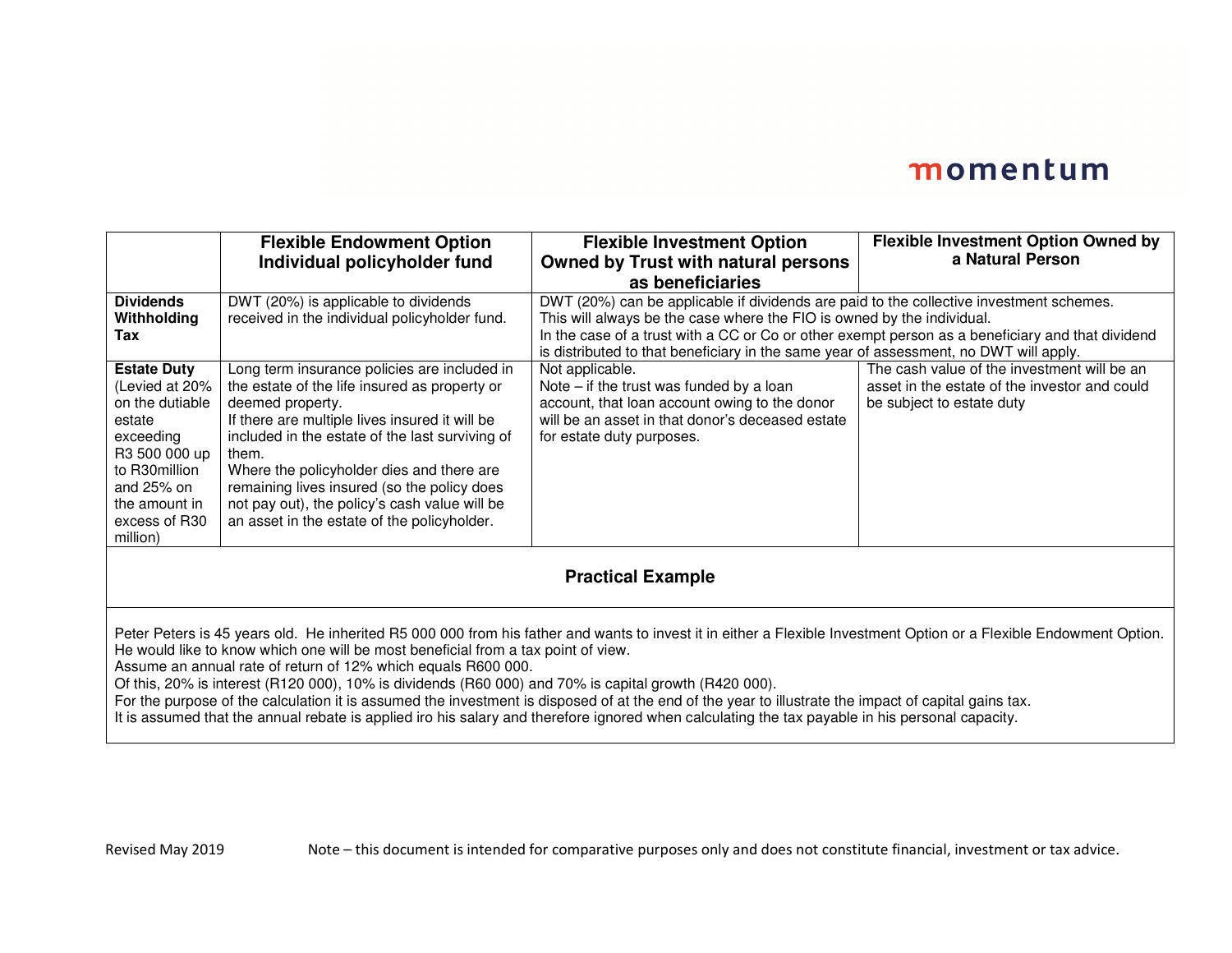| | Flexible Endowment Option Individual policyholder fund | Flexible Investment Option Owned by Trust with natural persons as beneficiaries | Flexible Investment Option Owned by a Natural Person |
|---|---|---|---|
| **Dividends Withholding Tax** | DWT (20%) is applicable to dividends received in the individual policyholder fund. | DWT (20%) can be applicable if dividends are paid to the collective investment schemes. This will always be the case where the FIO is owned by the individual. In the case of a trust with a CC or Co or other exempt person as a beneficiary and that dividend is distributed to that beneficiary in the same year of assessment, no DWT will apply. | |
| **Estate Duty** (Levied at 20% on the dutiable estate exceeding R3 500 000 up to R30million and 25% on the amount in excess of R30 million) | Long term insurance policies are included in the estate of the life insured as property or deemed property. If there are multiple lives insured it will be included in the estate of the last surviving of them. Where the policyholder dies and there are remaining lives insured (so the policy does not pay out), the policy's cash value will be an asset in the estate of the policyholder. | Not applicable. Note – if the trust was funded by a loan account, that loan account owing to the donor will be an asset in that donor's deceased estate for estate duty purposes. | The cash value of the investment will be an asset in the estate of the investor and could be subject to estate duty |

## Practical Example

Peter Peters is 45 years old. He inherited R5 000 000 from his father and wants to invest it in either a Flexible Investment Option or a Flexible Endowment Option. He would like to know which one will be most beneficial from a tax point of view.

Assume an annual rate of return of 12% which equals R600 000.

Of this, 20% is interest (R120 000), 10% is dividends (R60 000) and 70% is capital growth (R420 000).

For the purpose of the calculation it is assumed the investment is disposed of at the end of the year to illustrate the impact of capital gains tax.

It is assumed that the annual rebate is applied iro his salary and therefore ignored when calculating the tax payable in his personal capacity.

Revised May 2019 Note – this document is intended for comparative purposes only and does not constitute financial, investment or tax advice.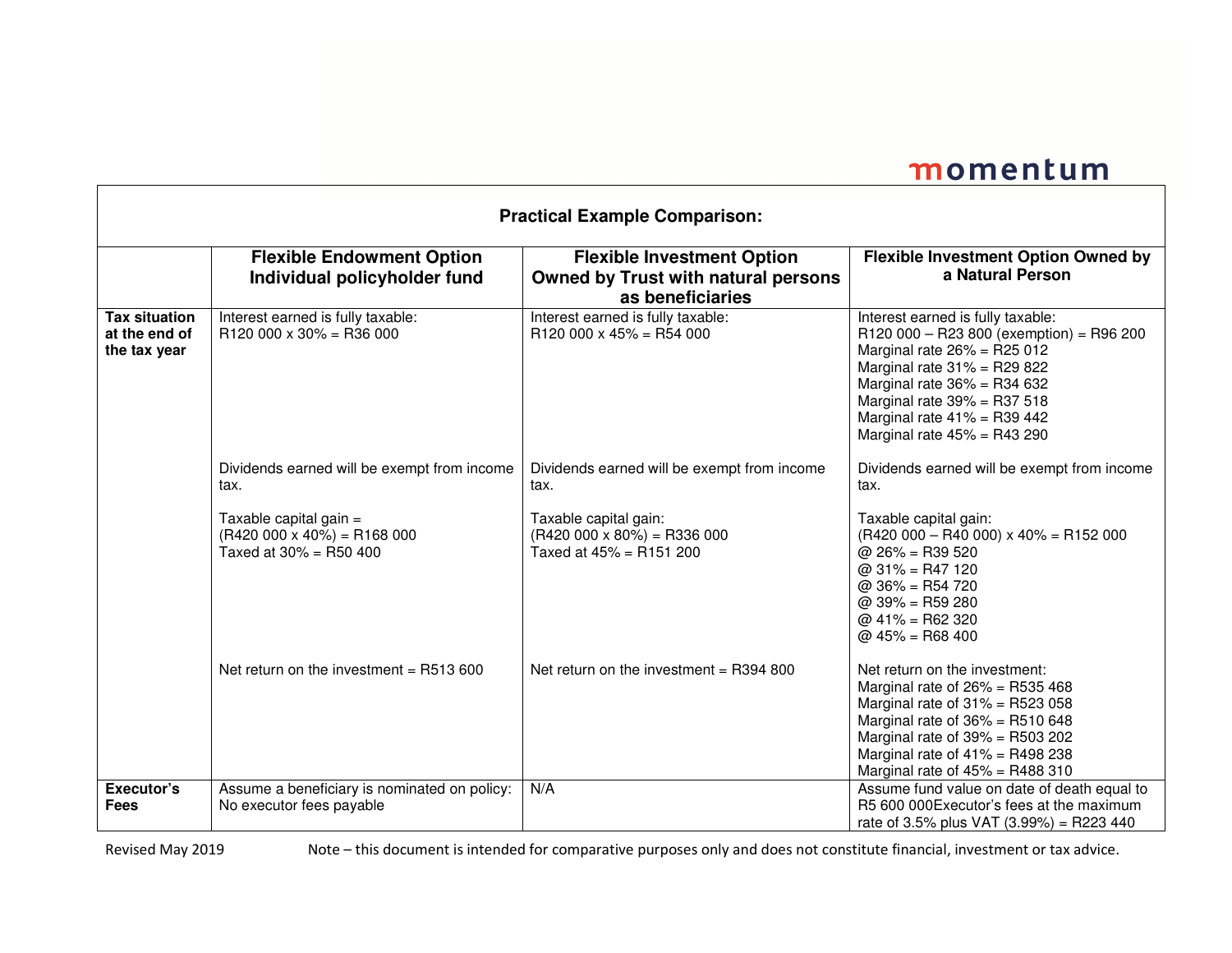| Practical Example Comparison: | | | |
|---|---|---|---|
| | **Flexible Endowment Option Individual policyholder fund** | **Flexible Investment Option Owned by Trust with natural persons as beneficiaries** | **Flexible Investment Option Owned by a Natural Person** |
| **Tax situation at the end of the tax year** | Interest earned is fully taxable:<br>R120 000 x 30% = R36 000<br><br>Dividends earned will be exempt from income tax.<br><br>Taxable capital gain =<br>(R420 000 x 40%) = R168 000<br>Taxed at 30% = R50 400<br><br>Net return on the investment = R513 600 | Interest earned is fully taxable:<br>R120 000 x 45% = R54 000<br><br>Dividends earned will be exempt from income tax.<br><br>Taxable capital gain:<br>(R420 000 x 80%) = R336 000<br>Taxed at 45% = R151 200<br><br>Net return on the investment = R394 800 | Interest earned is fully taxable:<br>R120 000 – R23 800 (exemption) = R96 200<br>Marginal rate 26% = R25 012<br>Marginal rate 31% = R29 822<br>Marginal rate 36% = R34 632<br>Marginal rate 39% = R37 518<br>Marginal rate 41% = R39 442<br>Marginal rate 45% = R43 290<br><br>Dividends earned will be exempt from income tax.<br><br>Taxable capital gain:<br>(R420 000 – R40 000) x 40% = R152 000<br>@ 26% = R39 520<br>@ 31% = R47 120<br>@ 36% = R54 720<br>@ 39% = R59 280<br>@ 41% = R62 320<br>@ 45% = R68 400<br><br>Net return on the investment:<br>Marginal rate of 26% = R535 468<br>Marginal rate of 31% = R523 058<br>Marginal rate of 36% = R510 648<br>Marginal rate of 39% = R503 202<br>Marginal rate of 41% = R498 238<br>Marginal rate of 45% = R488 310 |
| **Executor's Fees** | Assume a beneficiary is nominated on policy: No executor fees payable | N/A | Assume fund value on date of death equal to R5 600 000Executor's fees at the maximum rate of 3.5% plus VAT (3.99%) = R223 440 |

Revised May 2019

Note – this document is intended for comparative purposes only and does not constitute financial, investment or tax advice.